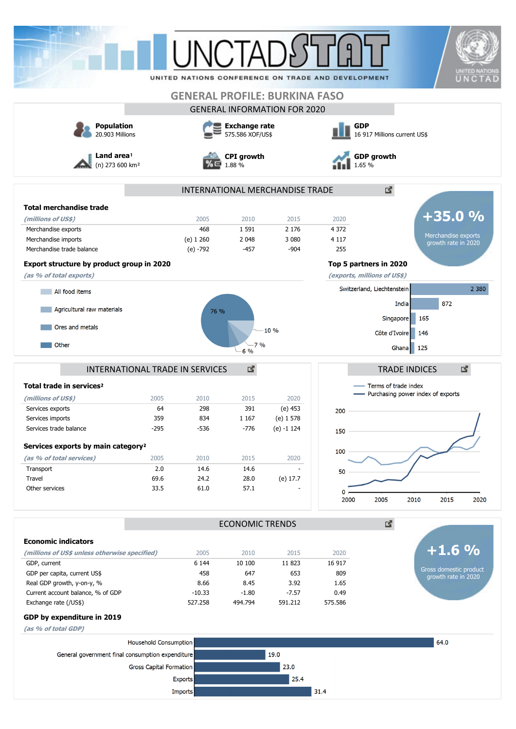# GENERAL PROFILE: BURKINA FASO

## GENERAL INFORMATION FOR 2020

**Population**
20.903 Millions

**Exchange rate**
575.586 XOF/US$

**GDP**
16 917 Millions current US$

**Land area**[1]
(n) 273 600 km²

**CPI growth**
1.88 %

**GDP growth**
1.65 %

## INTERNATIONAL MERCHANDISE TRADE

### Total merchandise trade

| *(millions of US$)* | 2005 | 2010 | 2015 | 2020 |
|---|---|---|---|---|
| Merchandise exports | 468 | 1 591 | 2 176 | 4 372 |
| Merchandise imports | (e) 1 260 | 2 048 | 3 080 | 4 117 |
| Merchandise trade balance | (e) -792 | -457 | -904 | 255 |

**+35.0 %**
Merchandise exports growth rate in 2020

### Export structure by product group in 2020

*(as % of total exports)*

| Product group | % |
|---|---|
| All food items | 10 % |
| Agricultural raw materials | 7 % |
| Ores and metals | 6 % |
| Other | 76 % |

### Top 5 partners in 2020

*(exports, millions of US$)*

| Partner | Exports |
|---|---|
| Switzerland, Liechtenstein | 2 380 |
| India | 872 |
| Singapore | 165 |
| Côte d'Ivoire | 146 |
| Ghana | 125 |

## INTERNATIONAL TRADE IN SERVICES

### Total trade in services[2]

| *(millions of US$)* | 2005 | 2010 | 2015 | 2020 |
|---|---|---|---|---|
| Services exports | 64 | 298 | 391 | (e) 453 |
| Services imports | 359 | 834 | 1 167 | (e) 1 578 |
| Services trade balance | -295 | -536 | -776 | (e) -1 124 |

### Services exports by main category[2]

| *(as % of total services)* | 2005 | 2010 | 2015 | 2020 |
|---|---|---|---|---|
| Transport | 2.0 | 14.6 | 14.6 | - |
| Travel | 69.6 | 24.2 | 28.0 | (e) 17.7 |
| Other services | 33.5 | 61.0 | 57.1 | - |

## TRADE INDICES

Terms of trade index; Purchasing power index of exports (2000–2020)

## ECONOMIC TRENDS

### Economic indicators

| *(millions of US$ unless otherwise specified)* | 2005 | 2010 | 2015 | 2020 |
|---|---|---|---|---|
| GDP, current | 6 144 | 10 100 | 11 823 | 16 917 |
| GDP per capita, current US$ | 458 | 647 | 653 | 809 |
| Real GDP growth, y-on-y, % | 8.66 | 8.45 | 3.92 | 1.65 |
| Current account balance, % of GDP | -10.33 | -1.80 | -7.57 | 0.49 |
| Exchange rate (/US$) | 527.258 | 494.794 | 591.212 | 575.586 |

**+1.6 %**
Gross domestic product growth rate in 2020

### GDP by expenditure in 2019

*(as % of total GDP)*

| Component | % |
|---|---|
| Household Consumption | 64.0 |
| General government final consumption expenditure | 19.0 |
| Gross Capital Formation | 23.0 |
| Exports | 25.4 |
| Imports | 31.4 |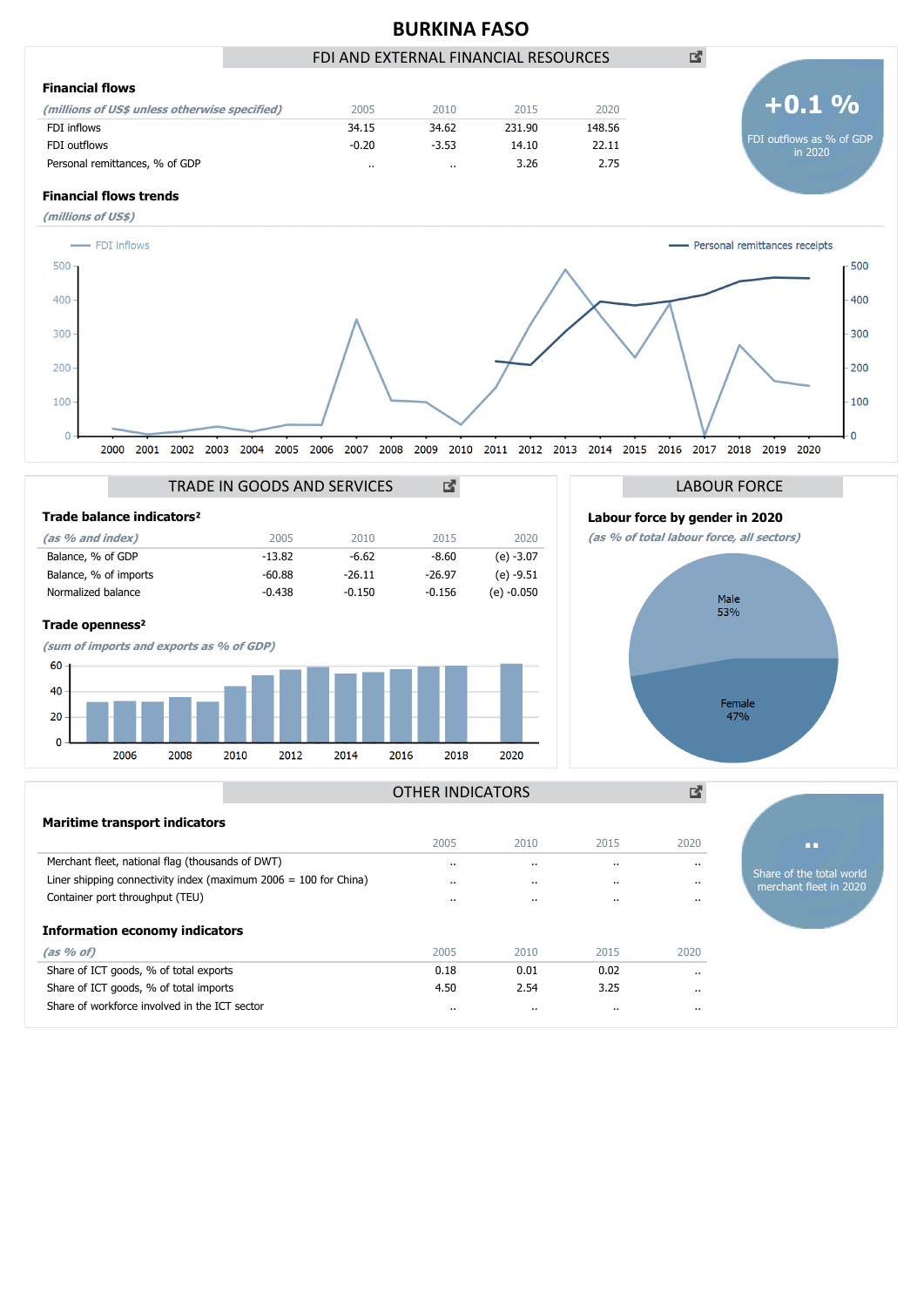# BURKINA FASO

## FDI AND EXTERNAL FINANCIAL RESOURCES

### Financial flows

| *(millions of US$ unless otherwise specified)* | 2005 | 2010 | 2015 | 2020 |
|---|---|---|---|---|
| FDI inflows | 34.15 | 34.62 | 231.90 | 148.56 |
| FDI outflows | -0.20 | -3.53 | 14.10 | 22.11 |
| Personal remittances, % of GDP | .. | .. | 3.26 | 2.75 |

**+0.1 %**
FDI outflows as % of GDP in 2020

### Financial flows trends

*(millions of US$)*

FDI inflows — Personal remittances receipts

## TRADE IN GOODS AND SERVICES

### Trade balance indicators²

| *(as % and index)* | 2005 | 2010 | 2015 | 2020 |
|---|---|---|---|---|
| Balance, % of GDP | -13.82 | -6.62 | -8.60 | (e) -3.07 |
| Balance, % of imports | -60.88 | -26.11 | -26.97 | (e) -9.51 |
| Normalized balance | -0.438 | -0.150 | -0.156 | (e) -0.050 |

### Trade openness²

*(sum of imports and exports as % of GDP)*

## LABOUR FORCE

### Labour force by gender in 2020

*(as % of total labour force, all sectors)*

Male 53%
Female 47%

## OTHER INDICATORS

### Maritime transport indicators

| | 2005 | 2010 | 2015 | 2020 |
|---|---|---|---|---|
| Merchant fleet, national flag (thousands of DWT) | .. | .. | .. | .. |
| Liner shipping connectivity index (maximum 2006 = 100 for China) | .. | .. | .. | .. |
| Container port throughput (TEU) | .. | .. | .. | .. |

**..**
Share of the total world merchant fleet in 2020

### Information economy indicators

| *(as % of)* | 2005 | 2010 | 2015 | 2020 |
|---|---|---|---|---|
| Share of ICT goods, % of total exports | 0.18 | 0.01 | 0.02 | .. |
| Share of ICT goods, % of total imports | 4.50 | 2.54 | 3.25 | .. |
| Share of workforce involved in the ICT sector | .. | .. | .. | .. |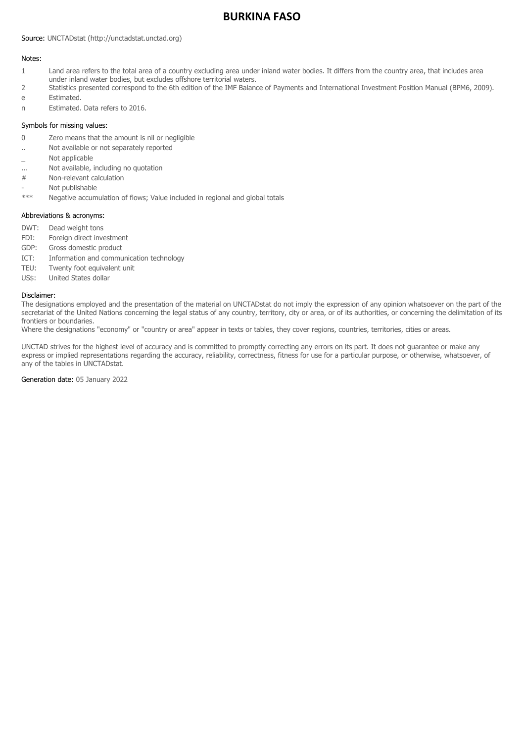# BURKINA FASO

Source: UNCTADstat (http://unctadstat.unctad.org)

Notes:

| | |
|---|---|
| 1 | Land area refers to the total area of a country excluding area under inland water bodies. It differs from the country area, that includes area under inland water bodies, but excludes offshore territorial waters. |
| 2 | Statistics presented correspond to the 6th edition of the IMF Balance of Payments and International Investment Position Manual (BPM6, 2009). |
| e | Estimated. |
| n | Estimated. Data refers to 2016. |

Symbols for missing values:

| | |
|---|---|
| 0 | Zero means that the amount is nil or negligible |
| .. | Not available or not separately reported |
| _ | Not applicable |
| ... | Not available, including no quotation |
| # | Non-relevant calculation |
| - | Not publishable |
| *** | Negative accumulation of flows; Value included in regional and global totals |

Abbreviations & acronyms:

| | |
|---|---|
| DWT: | Dead weight tons |
| FDI: | Foreign direct investment |
| GDP: | Gross domestic product |
| ICT: | Information and communication technology |
| TEU: | Twenty foot equivalent unit |
| US$: | United States dollar |

Disclaimer:

The designations employed and the presentation of the material on UNCTADstat do not imply the expression of any opinion whatsoever on the part of the secretariat of the United Nations concerning the legal status of any country, territory, city or area, or of its authorities, or concerning the delimitation of its frontiers or boundaries.
Where the designations "economy" or "country or area" appear in texts or tables, they cover regions, countries, territories, cities or areas.

UNCTAD strives for the highest level of accuracy and is committed to promptly correcting any errors on its part. It does not guarantee or make any express or implied representations regarding the accuracy, reliability, correctness, fitness for use for a particular purpose, or otherwise, whatsoever, of any of the tables in UNCTADstat.

Generation date: 05 January 2022